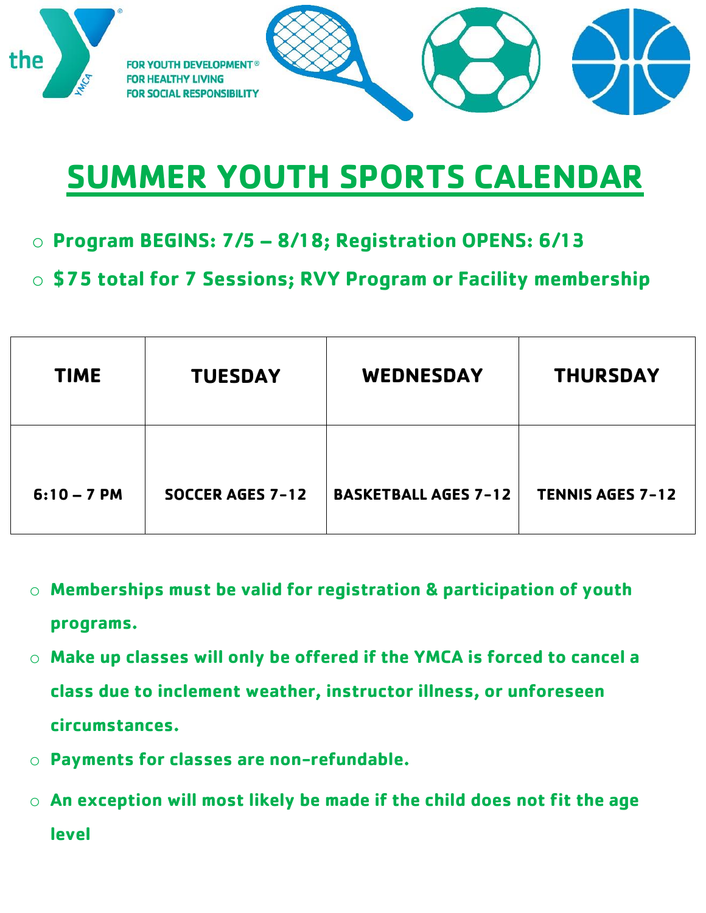FOR YOUTH DEVELOPMENT®
FOR HEALTHY LIVING
FOR SOCIAL RESPONSIBILITY

# SUMMER YOUTH SPORTS CALENDAR

- **Program BEGINS: 7/5 – 8/18; Registration OPENS: 6/13**
- **$75 total for 7 Sessions; RVY Program or Facility membership**

| TIME | TUESDAY | WEDNESDAY | THURSDAY |
|---|---|---|---|
| 6:10 – 7 PM | SOCCER AGES 7-12 | BASKETBALL AGES 7-12 | TENNIS AGES 7-12 |

- **Memberships must be valid for registration & participation of youth programs.**
- **Make up classes will only be offered if the YMCA is forced to cancel a class due to inclement weather, instructor illness, or unforeseen circumstances.**
- **Payments for classes are non-refundable.**
- **An exception will most likely be made if the child does not fit the age level**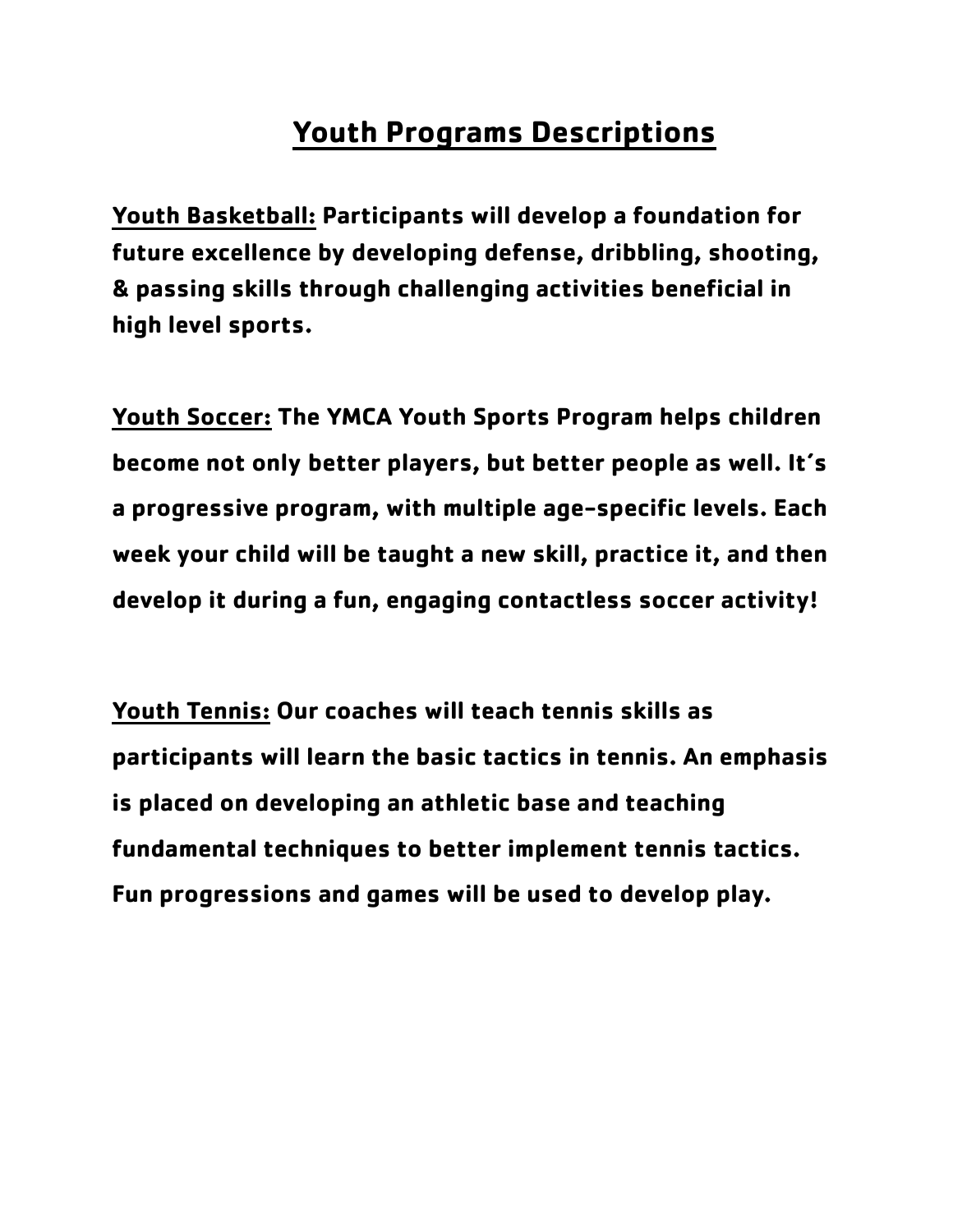# Youth Programs Descriptions

**Youth Basketball:** **Participants will develop a foundation for future excellence by developing defense, dribbling, shooting, & passing skills through challenging activities beneficial in high level sports.**

**Youth Soccer:** **The YMCA Youth Sports Program helps children become not only better players, but better people as well. It´s a progressive program, with multiple age-specific levels. Each week your child will be taught a new skill, practice it, and then develop it during a fun, engaging contactless soccer activity!**

**Youth Tennis:** **Our coaches will teach tennis skills as participants will learn the basic tactics in tennis. An emphasis is placed on developing an athletic base and teaching fundamental techniques to better implement tennis tactics. Fun progressions and games will be used to develop play.**